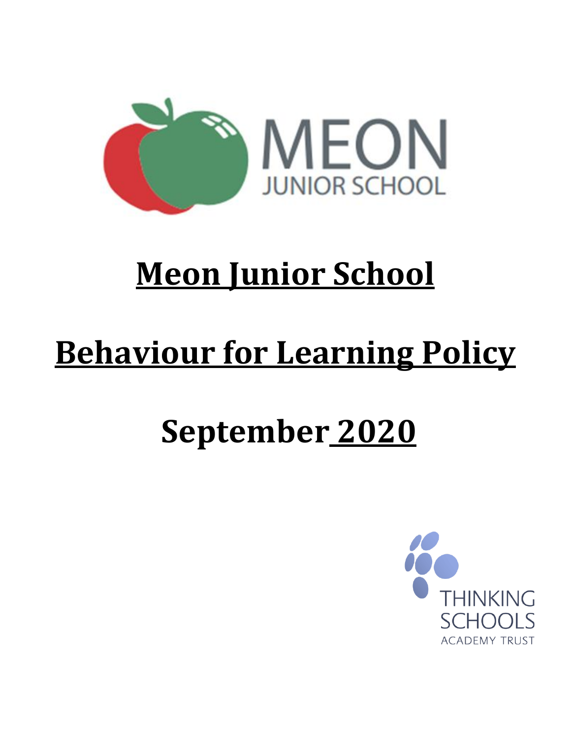# Meon Junior School

# Behaviour for Learning Policy

# September 2020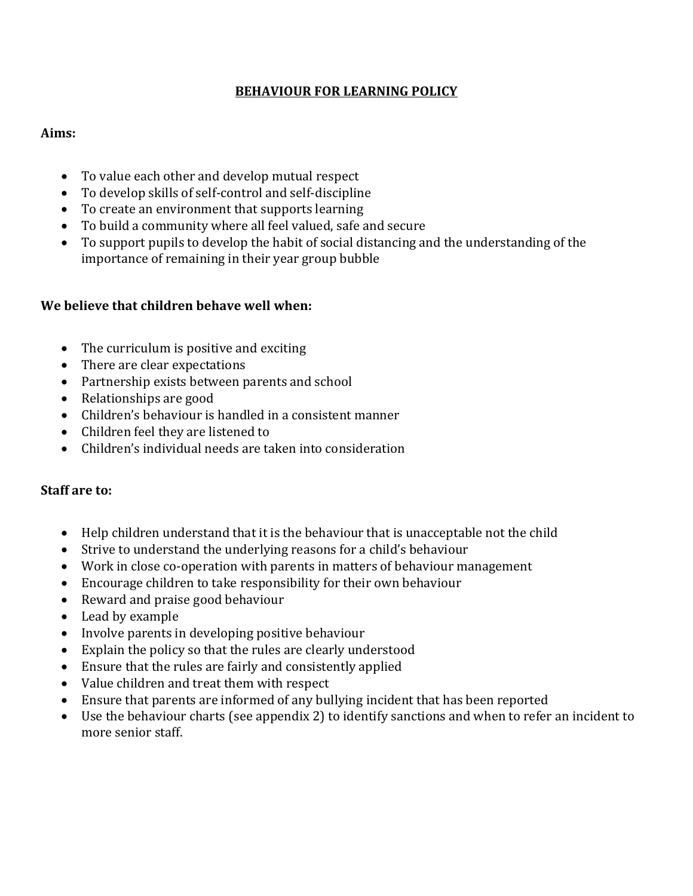# BEHAVIOUR FOR LEARNING POLICY

**Aims:**

- To value each other and develop mutual respect
- To develop skills of self-control and self-discipline
- To create an environment that supports learning
- To build a community where all feel valued, safe and secure
- To support pupils to develop the habit of social distancing and the understanding of the importance of remaining in their year group bubble

**We believe that children behave well when:**

- The curriculum is positive and exciting
- There are clear expectations
- Partnership exists between parents and school
- Relationships are good
- Children's behaviour is handled in a consistent manner
- Children feel they are listened to
- Children's individual needs are taken into consideration

**Staff are to:**

- Help children understand that it is the behaviour that is unacceptable not the child
- Strive to understand the underlying reasons for a child's behaviour
- Work in close co-operation with parents in matters of behaviour management
- Encourage children to take responsibility for their own behaviour
- Reward and praise good behaviour
- Lead by example
- Involve parents in developing positive behaviour
- Explain the policy so that the rules are clearly understood
- Ensure that the rules are fairly and consistently applied
- Value children and treat them with respect
- Ensure that parents are informed of any bullying incident that has been reported
- Use the behaviour charts (see appendix 2) to identify sanctions and when to refer an incident to more senior staff.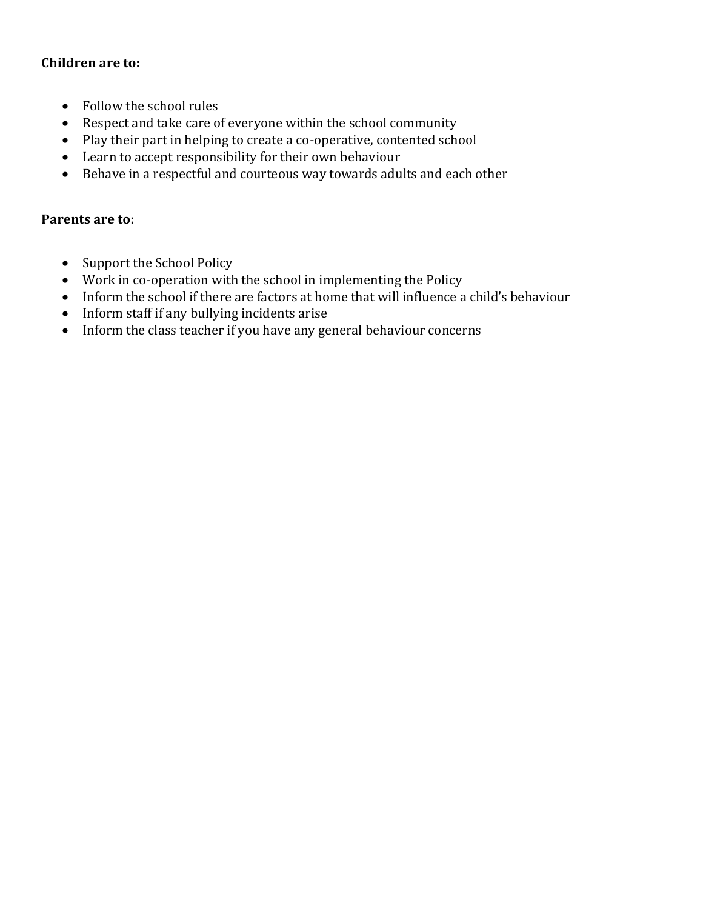**Children are to:**

- Follow the school rules
- Respect and take care of everyone within the school community
- Play their part in helping to create a co-operative, contented school
- Learn to accept responsibility for their own behaviour
- Behave in a respectful and courteous way towards adults and each other

**Parents are to:**

- Support the School Policy
- Work in co-operation with the school in implementing the Policy
- Inform the school if there are factors at home that will influence a child's behaviour
- Inform staff if any bullying incidents arise
- Inform the class teacher if you have any general behaviour concerns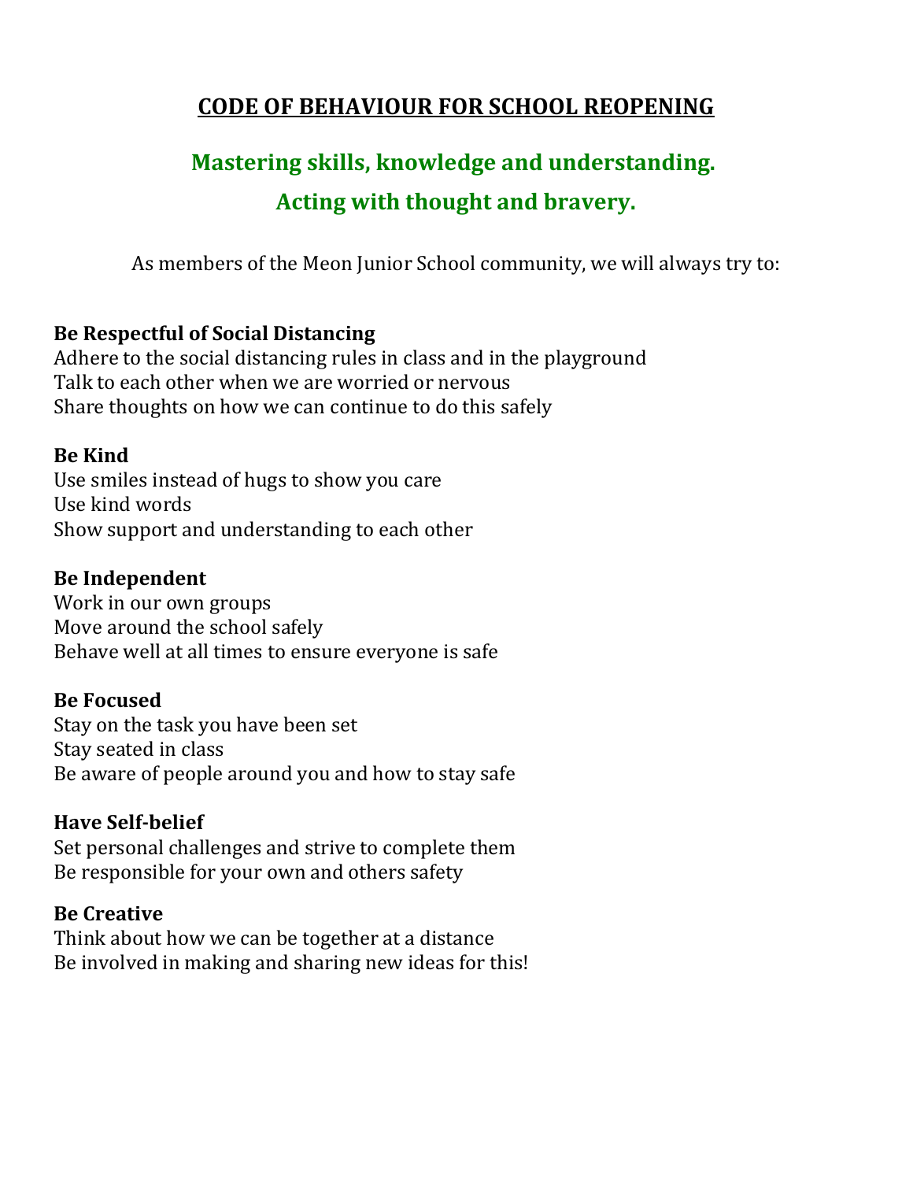# CODE OF BEHAVIOUR FOR SCHOOL REOPENING

## Mastering skills, knowledge and understanding.
## Acting with thought and bravery.

As members of the Meon Junior School community, we will always try to:

**Be Respectful of Social Distancing**
Adhere to the social distancing rules in class and in the playground
Talk to each other when we are worried or nervous
Share thoughts on how we can continue to do this safely

**Be Kind**
Use smiles instead of hugs to show you care
Use kind words
Show support and understanding to each other

**Be Independent**
Work in our own groups
Move around the school safely
Behave well at all times to ensure everyone is safe

**Be Focused**
Stay on the task you have been set
Stay seated in class
Be aware of people around you and how to stay safe

**Have Self-belief**
Set personal challenges and strive to complete them
Be responsible for your own and others safety

**Be Creative**
Think about how we can be together at a distance
Be involved in making and sharing new ideas for this!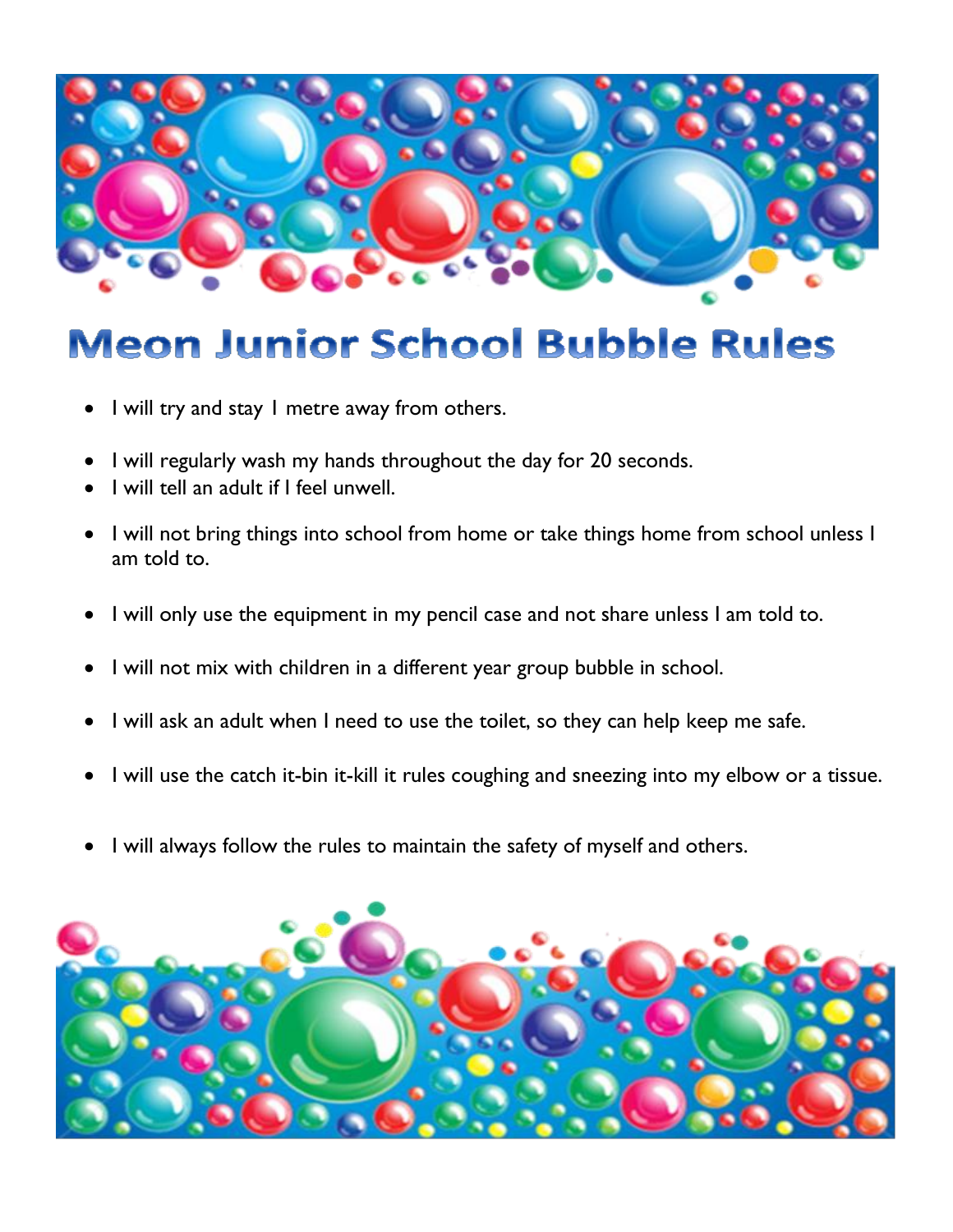# Meon Junior School Bubble Rules

- I will try and stay 1 metre away from others.
- I will regularly wash my hands throughout the day for 20 seconds.
- I will tell an adult if I feel unwell.
- I will not bring things into school from home or take things home from school unless I am told to.
- I will only use the equipment in my pencil case and not share unless I am told to.
- I will not mix with children in a different year group bubble in school.
- I will ask an adult when I need to use the toilet, so they can help keep me safe.
- I will use the catch it-bin it-kill it rules coughing and sneezing into my elbow or a tissue.
- I will always follow the rules to maintain the safety of myself and others.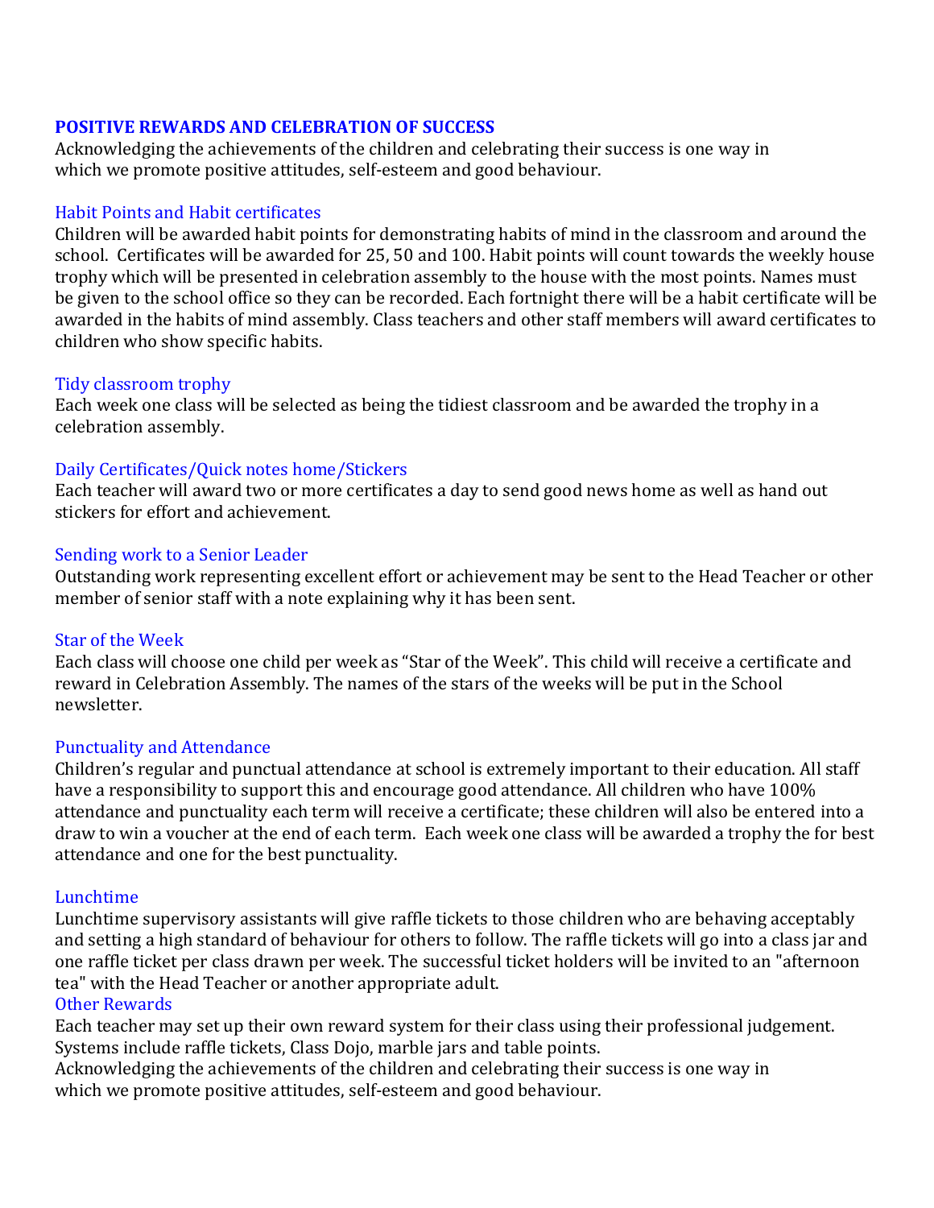## POSITIVE REWARDS AND CELEBRATION OF SUCCESS

Acknowledging the achievements of the children and celebrating their success is one way in which we promote positive attitudes, self-esteem and good behaviour.

### Habit Points and Habit certificates

Children will be awarded habit points for demonstrating habits of mind in the classroom and around the school. Certificates will be awarded for 25, 50 and 100. Habit points will count towards the weekly house trophy which will be presented in celebration assembly to the house with the most points. Names must be given to the school office so they can be recorded. Each fortnight there will be a habit certificate will be awarded in the habits of mind assembly. Class teachers and other staff members will award certificates to children who show specific habits.

### Tidy classroom trophy

Each week one class will be selected as being the tidiest classroom and be awarded the trophy in a celebration assembly.

### Daily Certificates/Quick notes home/Stickers

Each teacher will award two or more certificates a day to send good news home as well as hand out stickers for effort and achievement.

### Sending work to a Senior Leader

Outstanding work representing excellent effort or achievement may be sent to the Head Teacher or other member of senior staff with a note explaining why it has been sent.

### Star of the Week

Each class will choose one child per week as "Star of the Week". This child will receive a certificate and reward in Celebration Assembly. The names of the stars of the weeks will be put in the School newsletter.

### Punctuality and Attendance

Children's regular and punctual attendance at school is extremely important to their education. All staff have a responsibility to support this and encourage good attendance. All children who have 100% attendance and punctuality each term will receive a certificate; these children will also be entered into a draw to win a voucher at the end of each term. Each week one class will be awarded a trophy the for best attendance and one for the best punctuality.

### Lunchtime

Lunchtime supervisory assistants will give raffle tickets to those children who are behaving acceptably and setting a high standard of behaviour for others to follow. The raffle tickets will go into a class jar and one raffle ticket per class drawn per week. The successful ticket holders will be invited to an "afternoon tea" with the Head Teacher or another appropriate adult.

### Other Rewards

Each teacher may set up their own reward system for their class using their professional judgement. Systems include raffle tickets, Class Dojo, marble jars and table points.
Acknowledging the achievements of the children and celebrating their success is one way in which we promote positive attitudes, self-esteem and good behaviour.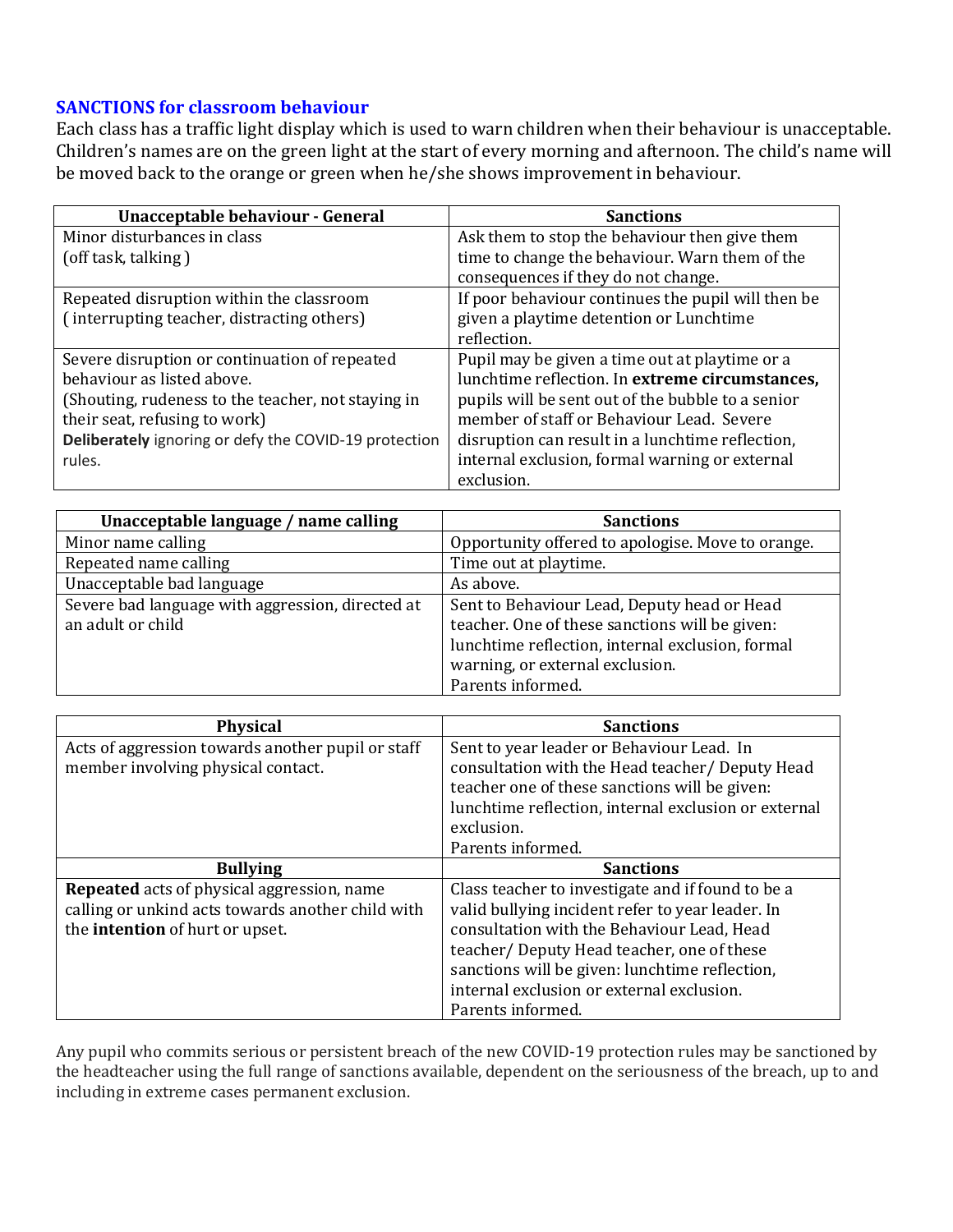## SANCTIONS for classroom behaviour

Each class has a traffic light display which is used to warn children when their behaviour is unacceptable. Children's names are on the green light at the start of every morning and afternoon. The child's name will be moved back to the orange or green when he/she shows improvement in behaviour.

| Unacceptable behaviour - General | Sanctions |
|---|---|
| Minor disturbances in class<br>(off task, talking ) | Ask them to stop the behaviour then give them time to change the behaviour. Warn them of the consequences if they do not change. |
| Repeated disruption within the classroom<br>( interrupting teacher, distracting others) | If poor behaviour continues the pupil will then be given a playtime detention or Lunchtime reflection. |
| Severe disruption or continuation of repeated behaviour as listed above.<br>(Shouting, rudeness to the teacher, not staying in their seat, refusing to work)<br>**Deliberately** ignoring or defy the COVID-19 protection rules. | Pupil may be given a time out at playtime or a lunchtime reflection. In **extreme circumstances,** pupils will be sent out of the bubble to a senior member of staff or Behaviour Lead. Severe disruption can result in a lunchtime reflection, internal exclusion, formal warning or external exclusion. |

| Unacceptable language / name calling | Sanctions |
|---|---|
| Minor name calling | Opportunity offered to apologise. Move to orange. |
| Repeated name calling | Time out at playtime. |
| Unacceptable bad language | As above. |
| Severe bad language with aggression, directed at an adult or child | Sent to Behaviour Lead, Deputy head or Head teacher. One of these sanctions will be given: lunchtime reflection, internal exclusion, formal warning, or external exclusion.<br>Parents informed. |

| Physical | Sanctions |
|---|---|
| Acts of aggression towards another pupil or staff member involving physical contact. | Sent to year leader or Behaviour Lead. In consultation with the Head teacher/ Deputy Head teacher one of these sanctions will be given: lunchtime reflection, internal exclusion or external exclusion.<br>Parents informed. |
| **Bullying** | **Sanctions** |
| **Repeated** acts of physical aggression, name calling or unkind acts towards another child with the **intention** of hurt or upset. | Class teacher to investigate and if found to be a valid bullying incident refer to year leader. In consultation with the Behaviour Lead, Head teacher/ Deputy Head teacher, one of these sanctions will be given: lunchtime reflection, internal exclusion or external exclusion.<br>Parents informed. |

Any pupil who commits serious or persistent breach of the new COVID-19 protection rules may be sanctioned by the headteacher using the full range of sanctions available, dependent on the seriousness of the breach, up to and including in extreme cases permanent exclusion.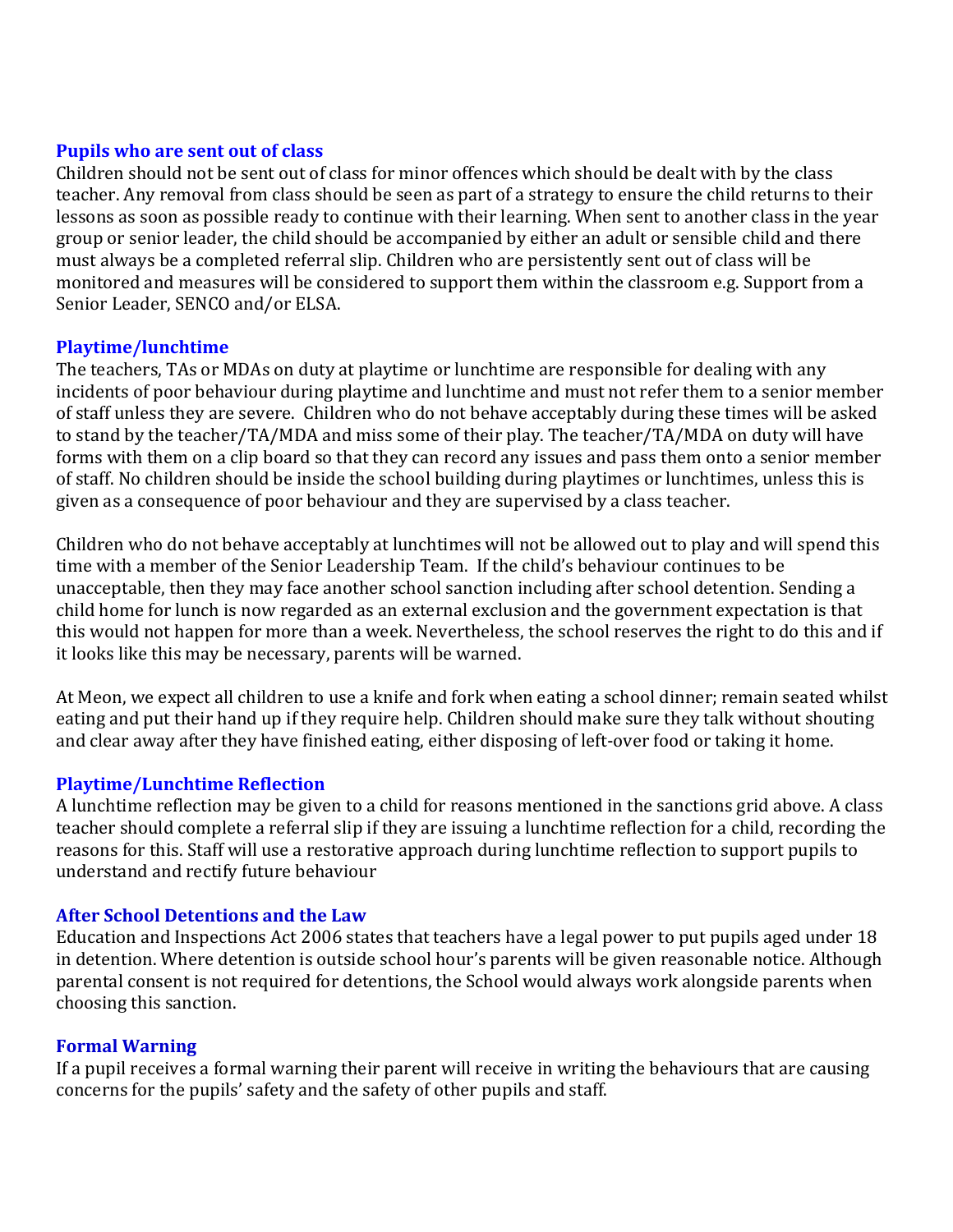### Pupils who are sent out of class

Children should not be sent out of class for minor offences which should be dealt with by the class teacher. Any removal from class should be seen as part of a strategy to ensure the child returns to their lessons as soon as possible ready to continue with their learning. When sent to another class in the year group or senior leader, the child should be accompanied by either an adult or sensible child and there must always be a completed referral slip. Children who are persistently sent out of class will be monitored and measures will be considered to support them within the classroom e.g. Support from a Senior Leader, SENCO and/or ELSA.

### Playtime/lunchtime

The teachers, TAs or MDAs on duty at playtime or lunchtime are responsible for dealing with any incidents of poor behaviour during playtime and lunchtime and must not refer them to a senior member of staff unless they are severe. Children who do not behave acceptably during these times will be asked to stand by the teacher/TA/MDA and miss some of their play. The teacher/TA/MDA on duty will have forms with them on a clip board so that they can record any issues and pass them onto a senior member of staff. No children should be inside the school building during playtimes or lunchtimes, unless this is given as a consequence of poor behaviour and they are supervised by a class teacher.

Children who do not behave acceptably at lunchtimes will not be allowed out to play and will spend this time with a member of the Senior Leadership Team. If the child's behaviour continues to be unacceptable, then they may face another school sanction including after school detention. Sending a child home for lunch is now regarded as an external exclusion and the government expectation is that this would not happen for more than a week. Nevertheless, the school reserves the right to do this and if it looks like this may be necessary, parents will be warned.

At Meon, we expect all children to use a knife and fork when eating a school dinner; remain seated whilst eating and put their hand up if they require help. Children should make sure they talk without shouting and clear away after they have finished eating, either disposing of left-over food or taking it home.

### Playtime/Lunchtime Reflection

A lunchtime reflection may be given to a child for reasons mentioned in the sanctions grid above. A class teacher should complete a referral slip if they are issuing a lunchtime reflection for a child, recording the reasons for this. Staff will use a restorative approach during lunchtime reflection to support pupils to understand and rectify future behaviour

### After School Detentions and the Law

Education and Inspections Act 2006 states that teachers have a legal power to put pupils aged under 18 in detention. Where detention is outside school hour's parents will be given reasonable notice. Although parental consent is not required for detentions, the School would always work alongside parents when choosing this sanction.

### Formal Warning

If a pupil receives a formal warning their parent will receive in writing the behaviours that are causing concerns for the pupils' safety and the safety of other pupils and staff.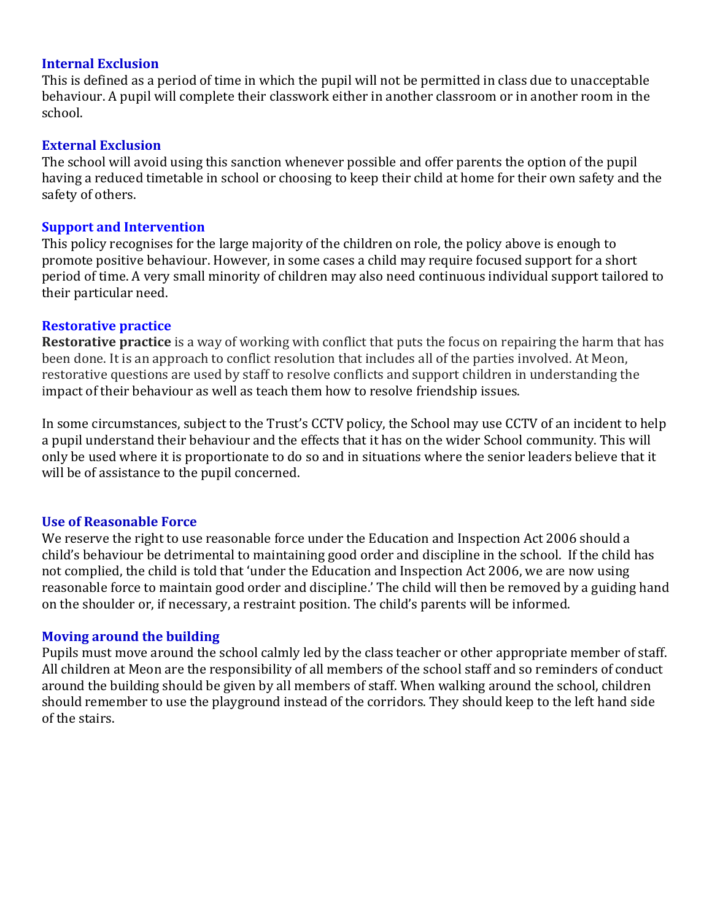### Internal Exclusion

This is defined as a period of time in which the pupil will not be permitted in class due to unacceptable behaviour. A pupil will complete their classwork either in another classroom or in another room in the school.

### External Exclusion

The school will avoid using this sanction whenever possible and offer parents the option of the pupil having a reduced timetable in school or choosing to keep their child at home for their own safety and the safety of others.

### Support and Intervention

This policy recognises for the large majority of the children on role, the policy above is enough to promote positive behaviour. However, in some cases a child may require focused support for a short period of time. A very small minority of children may also need continuous individual support tailored to their particular need.

### Restorative practice

**Restorative practice** is a way of working with conflict that puts the focus on repairing the harm that has been done. It is an approach to conflict resolution that includes all of the parties involved. At Meon, restorative questions are used by staff to resolve conflicts and support children in understanding the impact of their behaviour as well as teach them how to resolve friendship issues.

In some circumstances, subject to the Trust's CCTV policy, the School may use CCTV of an incident to help a pupil understand their behaviour and the effects that it has on the wider School community. This will only be used where it is proportionate to do so and in situations where the senior leaders believe that it will be of assistance to the pupil concerned.

### Use of Reasonable Force

We reserve the right to use reasonable force under the Education and Inspection Act 2006 should a child's behaviour be detrimental to maintaining good order and discipline in the school. If the child has not complied, the child is told that 'under the Education and Inspection Act 2006, we are now using reasonable force to maintain good order and discipline.' The child will then be removed by a guiding hand on the shoulder or, if necessary, a restraint position. The child's parents will be informed.

### Moving around the building

Pupils must move around the school calmly led by the class teacher or other appropriate member of staff. All children at Meon are the responsibility of all members of the school staff and so reminders of conduct around the building should be given by all members of staff. When walking around the school, children should remember to use the playground instead of the corridors. They should keep to the left hand side of the stairs.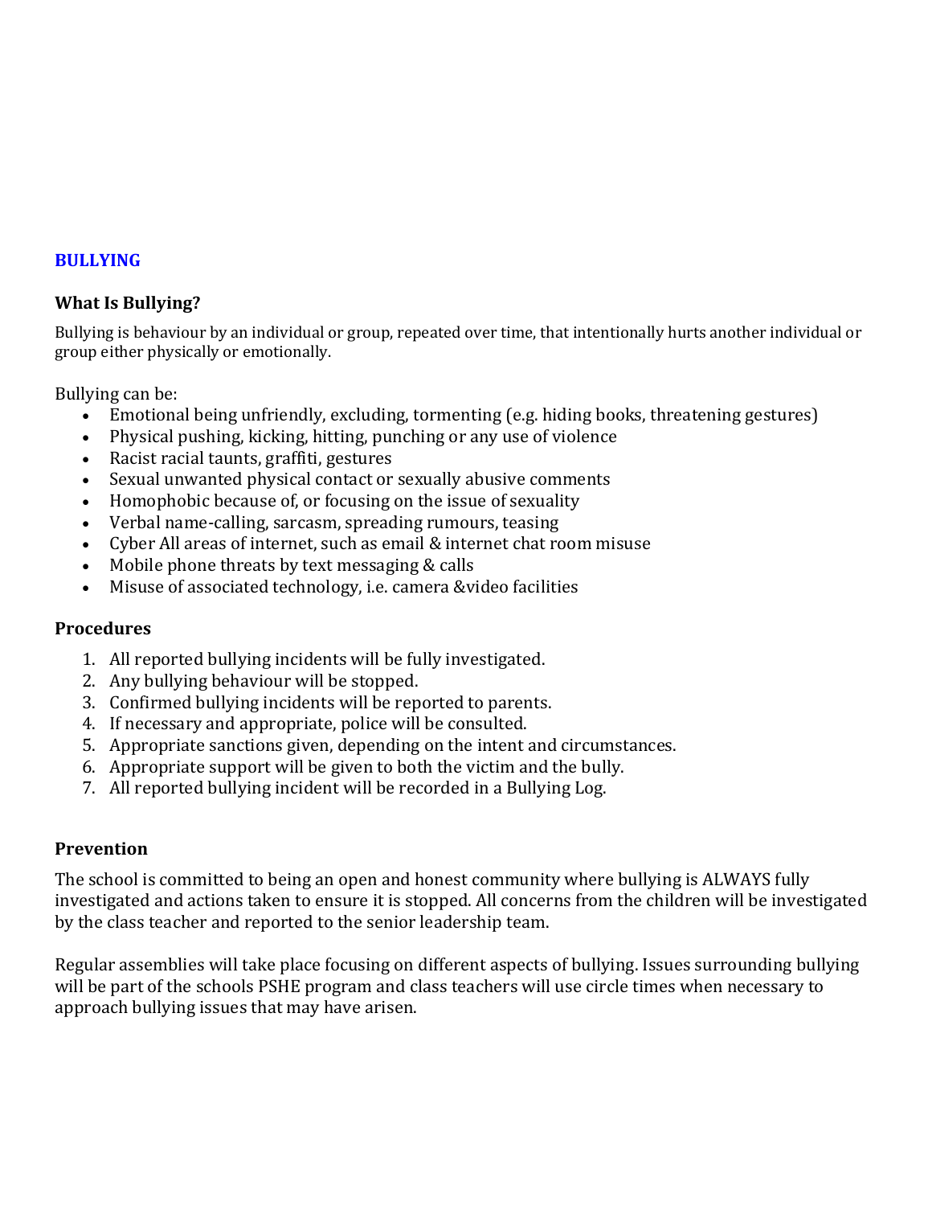## BULLYING

### What Is Bullying?

Bullying is behaviour by an individual or group, repeated over time, that intentionally hurts another individual or group either physically or emotionally.

Bullying can be:

- Emotional being unfriendly, excluding, tormenting (e.g. hiding books, threatening gestures)
- Physical pushing, kicking, hitting, punching or any use of violence
- Racist racial taunts, graffiti, gestures
- Sexual unwanted physical contact or sexually abusive comments
- Homophobic because of, or focusing on the issue of sexuality
- Verbal name-calling, sarcasm, spreading rumours, teasing
- Cyber All areas of internet, such as email & internet chat room misuse
- Mobile phone threats by text messaging & calls
- Misuse of associated technology, i.e. camera &video facilities

### Procedures

1. All reported bullying incidents will be fully investigated.
2. Any bullying behaviour will be stopped.
3. Confirmed bullying incidents will be reported to parents.
4. If necessary and appropriate, police will be consulted.
5. Appropriate sanctions given, depending on the intent and circumstances.
6. Appropriate support will be given to both the victim and the bully.
7. All reported bullying incident will be recorded in a Bullying Log.

### Prevention

The school is committed to being an open and honest community where bullying is ALWAYS fully investigated and actions taken to ensure it is stopped. All concerns from the children will be investigated by the class teacher and reported to the senior leadership team.

Regular assemblies will take place focusing on different aspects of bullying. Issues surrounding bullying will be part of the schools PSHE program and class teachers will use circle times when necessary to approach bullying issues that may have arisen.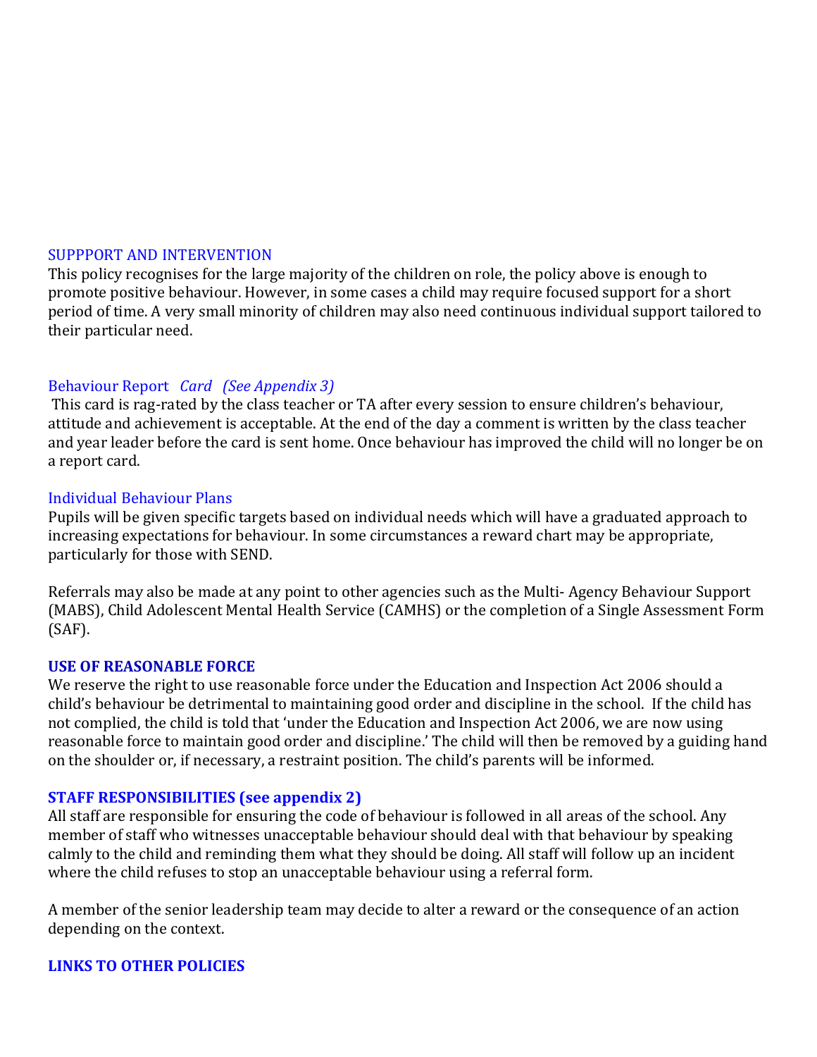## SUPPPORT AND INTERVENTION

This policy recognises for the large majority of the children on role, the policy above is enough to promote positive behaviour. However, in some cases a child may require focused support for a short period of time. A very small minority of children may also need continuous individual support tailored to their particular need.

### Behaviour Report *Card (See Appendix 3)*

This card is rag-rated by the class teacher or TA after every session to ensure children's behaviour, attitude and achievement is acceptable. At the end of the day a comment is written by the class teacher and year leader before the card is sent home. Once behaviour has improved the child will no longer be on a report card.

### Individual Behaviour Plans

Pupils will be given specific targets based on individual needs which will have a graduated approach to increasing expectations for behaviour. In some circumstances a reward chart may be appropriate, particularly for those with SEND.

Referrals may also be made at any point to other agencies such as the Multi- Agency Behaviour Support (MABS), Child Adolescent Mental Health Service (CAMHS) or the completion of a Single Assessment Form (SAF).

## USE OF REASONABLE FORCE

We reserve the right to use reasonable force under the Education and Inspection Act 2006 should a child's behaviour be detrimental to maintaining good order and discipline in the school. If the child has not complied, the child is told that 'under the Education and Inspection Act 2006, we are now using reasonable force to maintain good order and discipline.' The child will then be removed by a guiding hand on the shoulder or, if necessary, a restraint position. The child's parents will be informed.

## STAFF RESPONSIBILITIES (see appendix 2)

All staff are responsible for ensuring the code of behaviour is followed in all areas of the school. Any member of staff who witnesses unacceptable behaviour should deal with that behaviour by speaking calmly to the child and reminding them what they should be doing. All staff will follow up an incident where the child refuses to stop an unacceptable behaviour using a referral form.

A member of the senior leadership team may decide to alter a reward or the consequence of an action depending on the context.

## LINKS TO OTHER POLICIES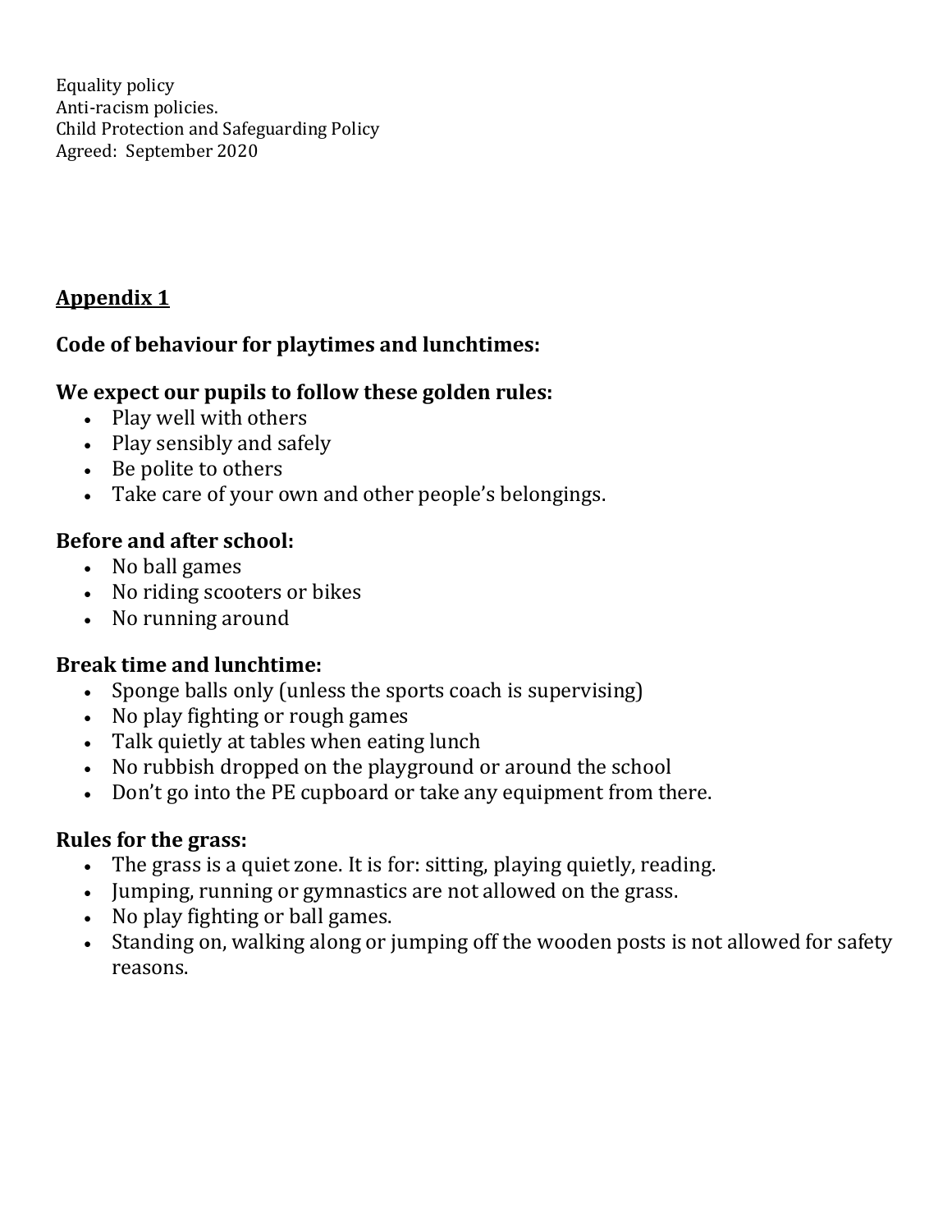Equality policy
Anti-racism policies.
Child Protection and Safeguarding Policy
Agreed: September 2020

## Appendix 1

### Code of behaviour for playtimes and lunchtimes:

### We expect our pupils to follow these golden rules:

- Play well with others
- Play sensibly and safely
- Be polite to others
- Take care of your own and other people's belongings.

### Before and after school:

- No ball games
- No riding scooters or bikes
- No running around

### Break time and lunchtime:

- Sponge balls only (unless the sports coach is supervising)
- No play fighting or rough games
- Talk quietly at tables when eating lunch
- No rubbish dropped on the playground or around the school
- Don't go into the PE cupboard or take any equipment from there.

### Rules for the grass:

- The grass is a quiet zone. It is for: sitting, playing quietly, reading.
- Jumping, running or gymnastics are not allowed on the grass.
- No play fighting or ball games.
- Standing on, walking along or jumping off the wooden posts is not allowed for safety reasons.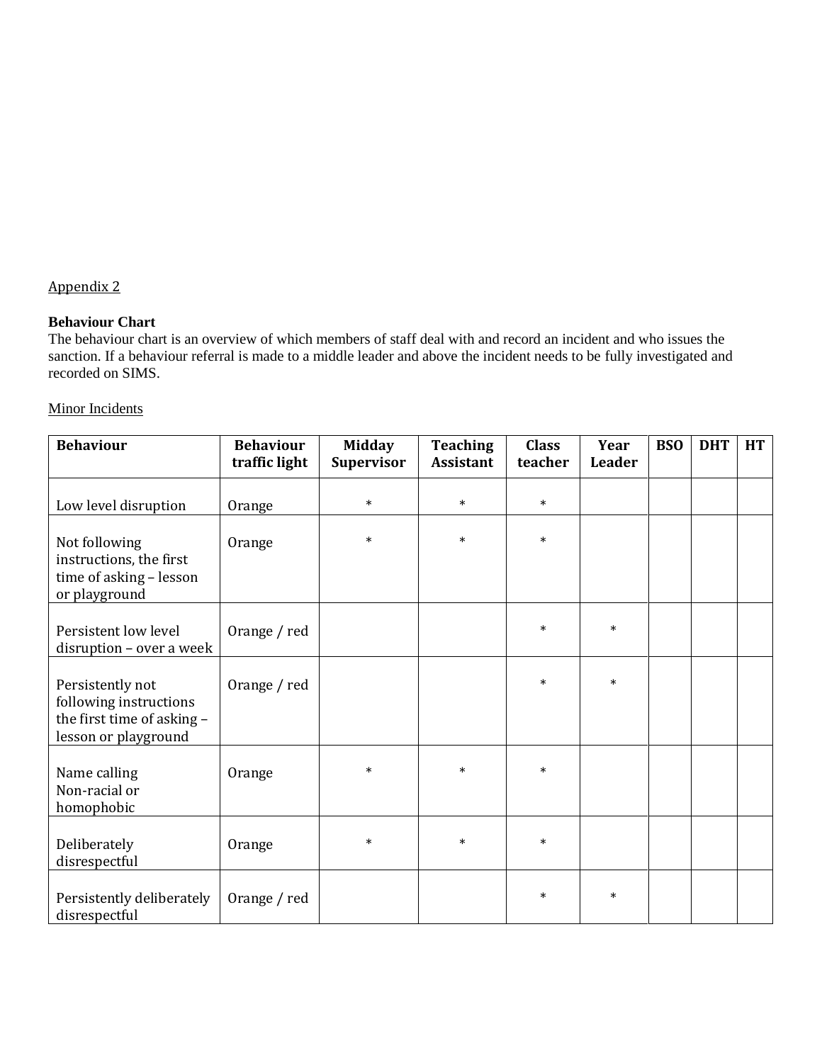Appendix 2

**Behaviour Chart**

The behaviour chart is an overview of which members of staff deal with and record an incident and who issues the sanction. If a behaviour referral is made to a middle leader and above the incident needs to be fully investigated and recorded on SIMS.

Minor Incidents

| Behaviour | Behaviour traffic light | Midday Supervisor | Teaching Assistant | Class teacher | Year Leader | BSO | DHT | HT |
|---|---|---|---|---|---|---|---|---|
| Low level disruption | Orange | * | * | * | | | | |
| Not following instructions, the first time of asking – lesson or playground | Orange | * | * | * | | | | |
| Persistent low level disruption – over a week | Orange / red | | | * | * | | | |
| Persistently not following instructions the first time of asking – lesson or playground | Orange / red | | | * | * | | | |
| Name calling Non-racial or homophobic | Orange | * | * | * | | | | |
| Deliberately disrespectful | Orange | * | * | * | | | | |
| Persistently deliberately disrespectful | Orange / red | | | * | * | | | |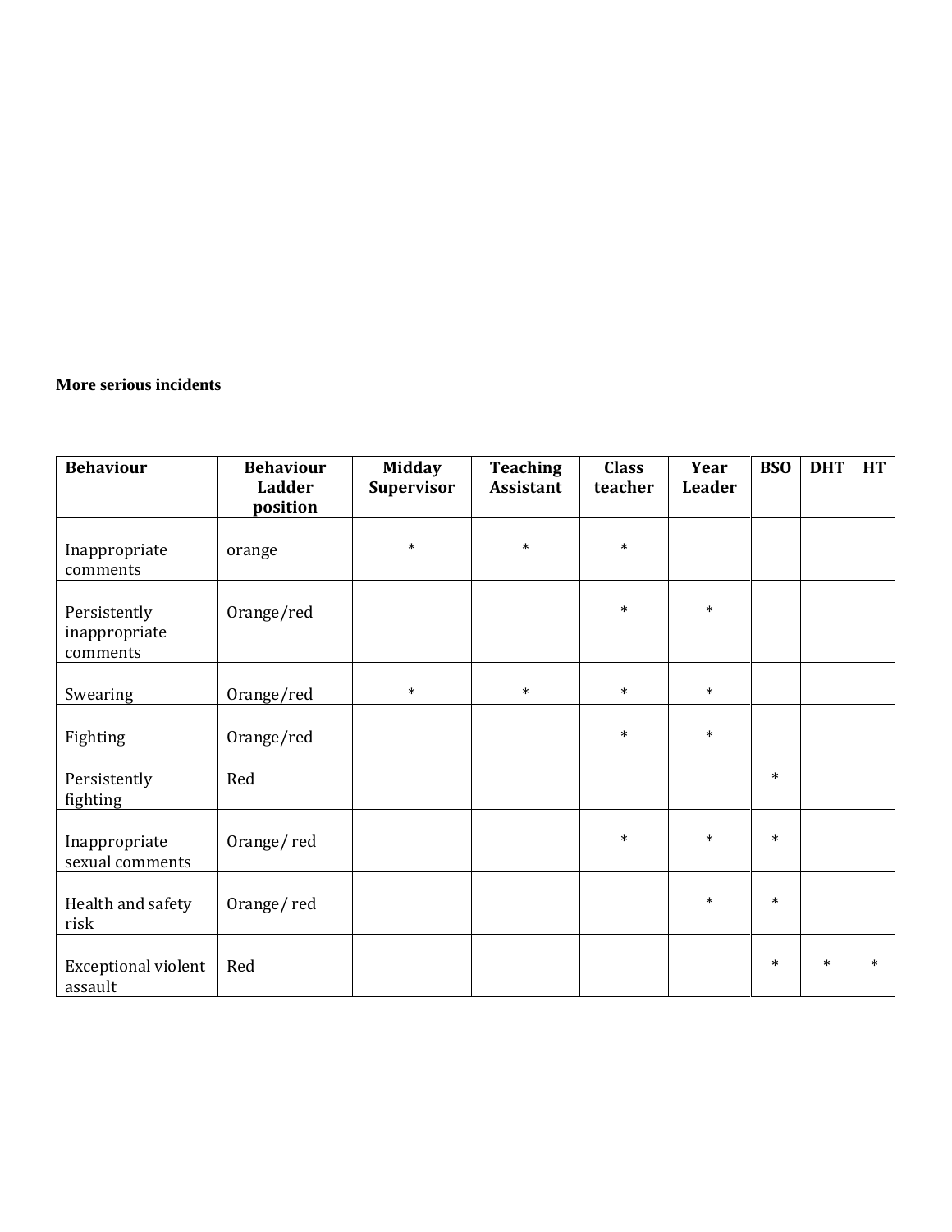**More serious incidents**

| Behaviour | Behaviour Ladder position | Midday Supervisor | Teaching Assistant | Class teacher | Year Leader | BSO | DHT | HT |
|---|---|---|---|---|---|---|---|---|
| Inappropriate comments | orange | * | * | * | | | | |
| Persistently inappropriate comments | Orange/red | | | * | * | | | |
| Swearing | Orange/red | * | * | * | * | | | |
| Fighting | Orange/red | | | * | * | | | |
| Persistently fighting | Red | | | | | * | | |
| Inappropriate sexual comments | Orange/ red | | | * | * | * | | |
| Health and safety risk | Orange/ red | | | | * | * | | |
| Exceptional violent assault | Red | | | | | * | * | * |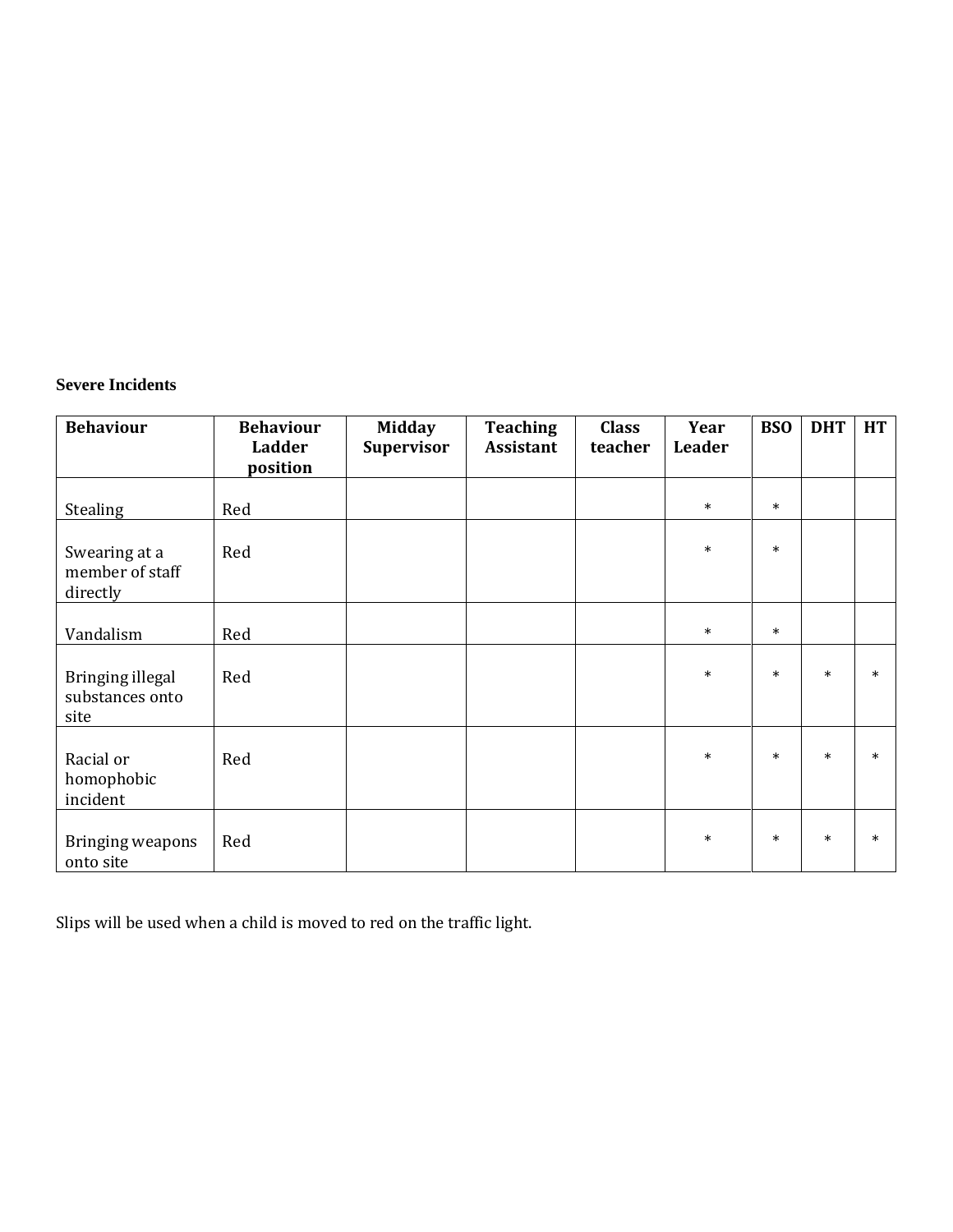**Severe Incidents**

| Behaviour | Behaviour Ladder position | Midday Supervisor | Teaching Assistant | Class teacher | Year Leader | BSO | DHT | HT |
|---|---|---|---|---|---|---|---|---|
| Stealing | Red | | | | * | * | | |
| Swearing at a member of staff directly | Red | | | | * | * | | |
| Vandalism | Red | | | | * | * | | |
| Bringing illegal substances onto site | Red | | | | * | * | * | * |
| Racial or homophobic incident | Red | | | | * | * | * | * |
| Bringing weapons onto site | Red | | | | * | * | * | * |

Slips will be used when a child is moved to red on the traffic light.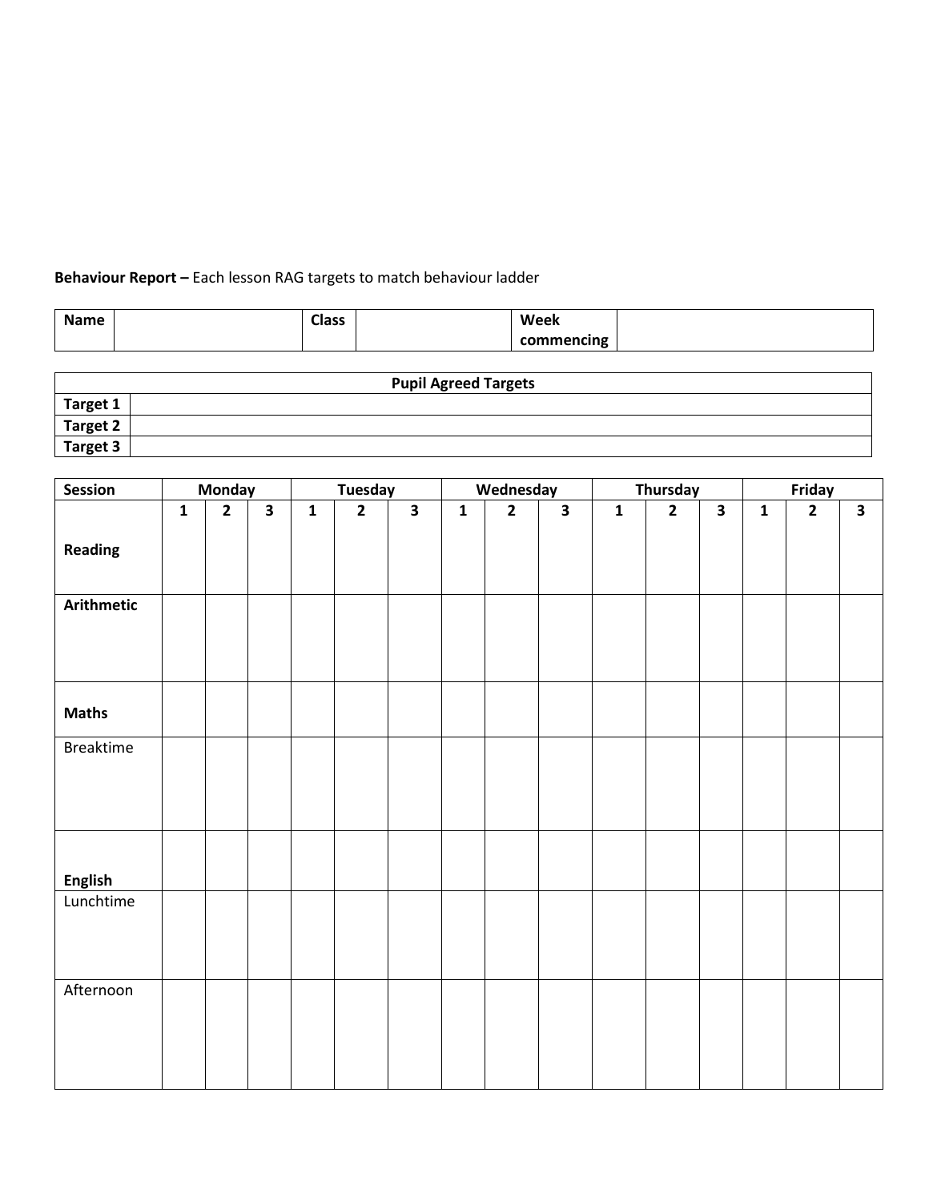**Behaviour Report –** Each lesson RAG targets to match behaviour ladder

| **Name** | | **Class** | | **Week commencing** | |
|---|---|---|---|---|---|

| **Pupil Agreed Targets** | |
|---|---|
| **Target 1** | |
| **Target 2** | |
| **Target 3** | |

| **Session** | **Monday** | | | **Tuesday** | | | **Wednesday** | | | **Thursday** | | | **Friday** | | |
|---|---|---|---|---|---|---|---|---|---|---|---|---|---|---|---|
| | **1** | **2** | **3** | **1** | **2** | **3** | **1** | **2** | **3** | **1** | **2** | **3** | **1** | **2** | **3** |
| **Reading** | | | | | | | | | | | | | | | |
| **Arithmetic** | | | | | | | | | | | | | | | |
| **Maths** | | | | | | | | | | | | | | | |
| Breaktime | | | | | | | | | | | | | | | |
| **English** | | | | | | | | | | | | | | | |
| Lunchtime | | | | | | | | | | | | | | | |
| Afternoon | | | | | | | | | | | | | | | |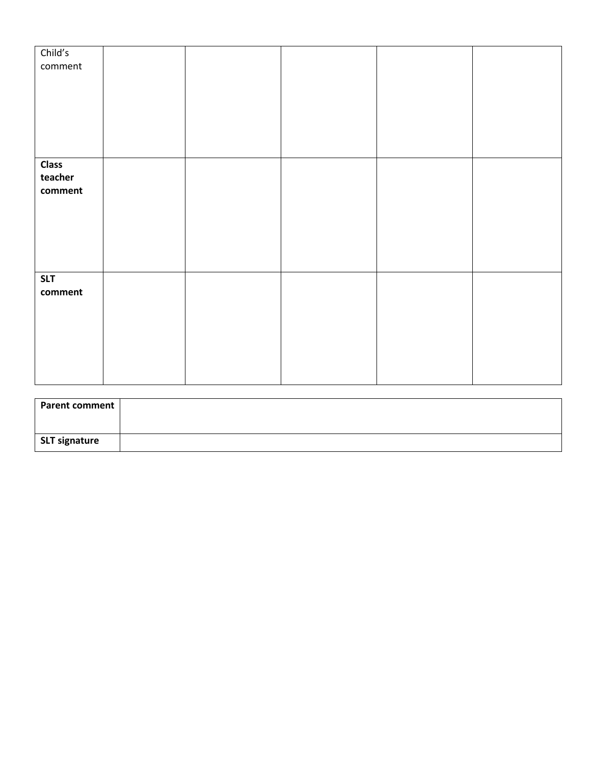| | | | | | |
|---|---|---|---|---|---|
| Child's comment | | | | | |
| **Class teacher comment** | | | | | |
| **SLT comment** | | | | | |

| | |
|---|---|
| **Parent comment** | |
| **SLT signature** | |